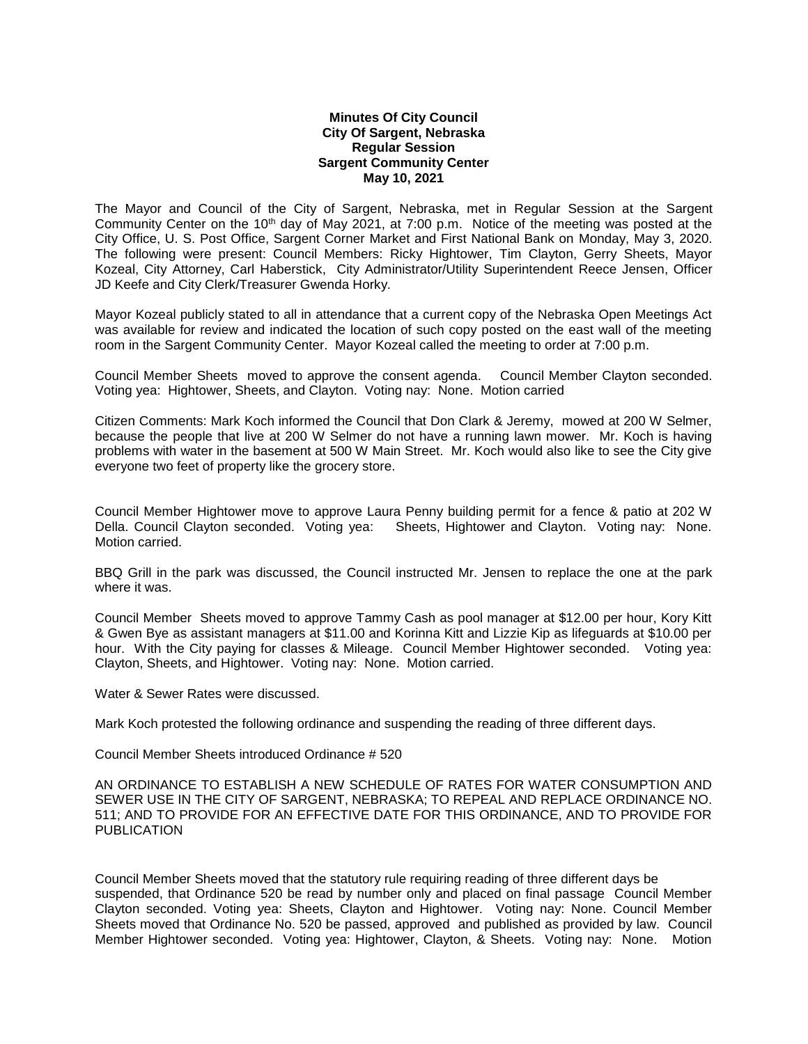**Minutes Of City Council**
**City Of Sargent, Nebraska**
**Regular Session**
**Sargent Community Center**
**May 10, 2021**

The Mayor and Council of the City of Sargent, Nebraska, met in Regular Session at the Sargent Community Center on the 10th day of May 2021, at 7:00 p.m. Notice of the meeting was posted at the City Office, U. S. Post Office, Sargent Corner Market and First National Bank on Monday, May 3, 2020. The following were present: Council Members: Ricky Hightower, Tim Clayton, Gerry Sheets, Mayor Kozeal, City Attorney, Carl Haberstick, City Administrator/Utility Superintendent Reece Jensen, Officer JD Keefe and City Clerk/Treasurer Gwenda Horky.

Mayor Kozeal publicly stated to all in attendance that a current copy of the Nebraska Open Meetings Act was available for review and indicated the location of such copy posted on the east wall of the meeting room in the Sargent Community Center. Mayor Kozeal called the meeting to order at 7:00 p.m.

Council Member Sheets moved to approve the consent agenda. Council Member Clayton seconded. Voting yea: Hightower, Sheets, and Clayton. Voting nay: None. Motion carried

Citizen Comments: Mark Koch informed the Council that Don Clark & Jeremy, mowed at 200 W Selmer, because the people that live at 200 W Selmer do not have a running lawn mower. Mr. Koch is having problems with water in the basement at 500 W Main Street. Mr. Koch would also like to see the City give everyone two feet of property like the grocery store.

Council Member Hightower move to approve Laura Penny building permit for a fence & patio at 202 W Della. Council Clayton seconded. Voting yea: Sheets, Hightower and Clayton. Voting nay: None. Motion carried.

BBQ Grill in the park was discussed, the Council instructed Mr. Jensen to replace the one at the park where it was.

Council Member Sheets moved to approve Tammy Cash as pool manager at $12.00 per hour, Kory Kitt & Gwen Bye as assistant managers at $11.00 and Korinna Kitt and Lizzie Kip as lifeguards at $10.00 per hour. With the City paying for classes & Mileage. Council Member Hightower seconded. Voting yea: Clayton, Sheets, and Hightower. Voting nay: None. Motion carried.

Water & Sewer Rates were discussed.

Mark Koch protested the following ordinance and suspending the reading of three different days.

Council Member Sheets introduced Ordinance # 520

AN ORDINANCE TO ESTABLISH A NEW SCHEDULE OF RATES FOR WATER CONSUMPTION AND SEWER USE IN THE CITY OF SARGENT, NEBRASKA; TO REPEAL AND REPLACE ORDINANCE NO. 511; AND TO PROVIDE FOR AN EFFECTIVE DATE FOR THIS ORDINANCE, AND TO PROVIDE FOR PUBLICATION

Council Member Sheets moved that the statutory rule requiring reading of three different days be suspended, that Ordinance 520 be read by number only and placed on final passage Council Member Clayton seconded. Voting yea: Sheets, Clayton and Hightower. Voting nay: None. Council Member Sheets moved that Ordinance No. 520 be passed, approved and published as provided by law. Council Member Hightower seconded. Voting yea: Hightower, Clayton, & Sheets. Voting nay: None. Motion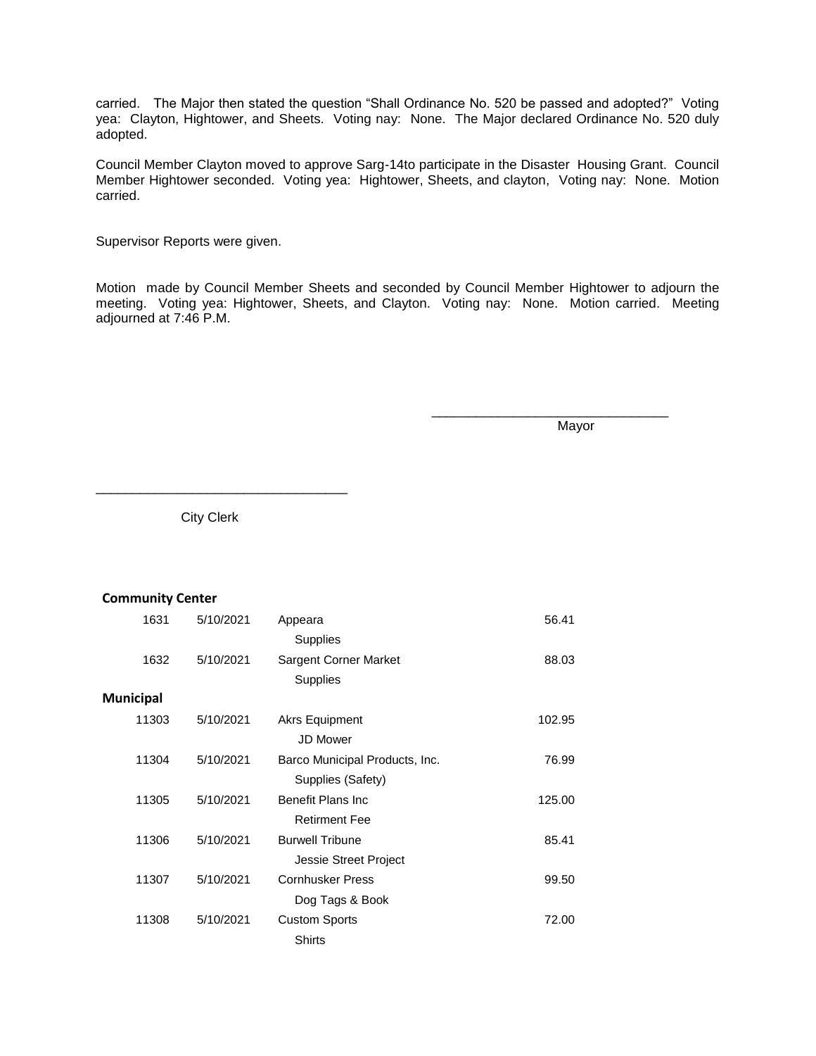carried. The Major then stated the question "Shall Ordinance No. 520 be passed and adopted?" Voting yea: Clayton, Hightower, and Sheets. Voting nay: None. The Major declared Ordinance No. 520 duly adopted.

Council Member Clayton moved to approve Sarg-14to participate in the Disaster Housing Grant. Council Member Hightower seconded. Voting yea: Hightower, Sheets, and clayton, Voting nay: None. Motion carried.

Supervisor Reports were given.

Motion made by Council Member Sheets and seconded by Council Member Hightower to adjourn the meeting. Voting yea: Hightower, Sheets, and Clayton. Voting nay: None. Motion carried. Meeting adjourned at 7:46 P.M.

\_\_\_\_\_\_\_\_\_\_\_\_\_\_\_\_\_\_\_\_\_\_\_\_\_\_\_\_\_\_\_\_
Mayor

\_\_\_\_\_\_\_\_\_\_\_\_\_\_\_\_\_\_\_\_\_\_\_\_\_\_\_\_\_\_\_\_
City Clerk

**Community Center**

| | | | |
|---|---|---|---|
| 1631 | 5/10/2021 | Appeara<br>Supplies | 56.41 |
| 1632 | 5/10/2021 | Sargent Corner Market<br>Supplies | 88.03 |

**Municipal**

| | | | |
|---|---|---|---|
| 11303 | 5/10/2021 | Akrs Equipment<br>JD Mower | 102.95 |
| 11304 | 5/10/2021 | Barco Municipal Products, Inc.<br>Supplies (Safety) | 76.99 |
| 11305 | 5/10/2021 | Benefit Plans Inc<br>Retirment Fee | 125.00 |
| 11306 | 5/10/2021 | Burwell Tribune<br>Jessie Street Project | 85.41 |
| 11307 | 5/10/2021 | Cornhusker Press<br>Dog Tags & Book | 99.50 |
| 11308 | 5/10/2021 | Custom Sports<br>Shirts | 72.00 |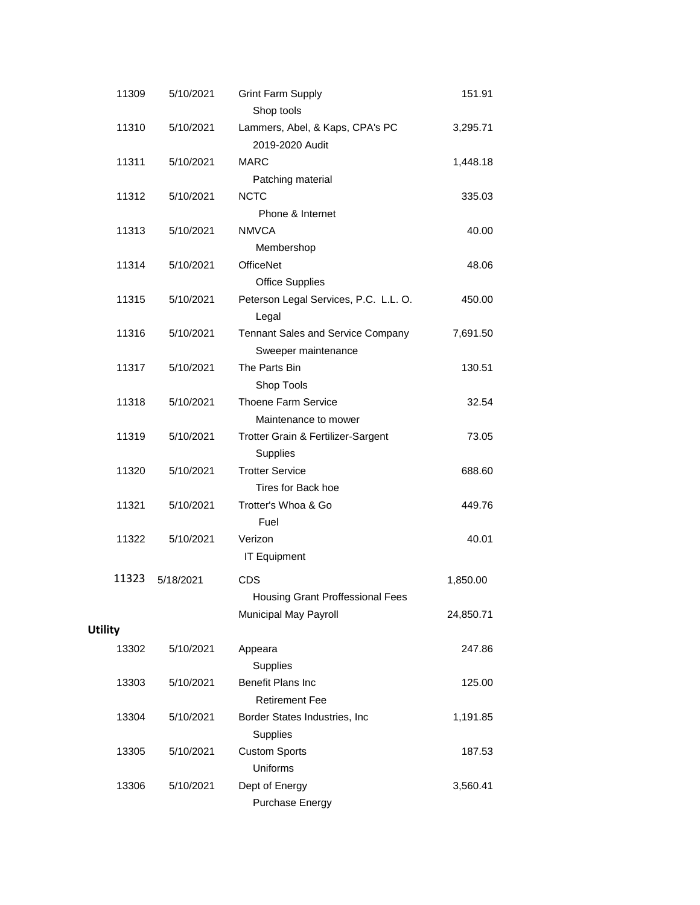| | | | |
|---|---|---|---|
| 11309 | 5/10/2021 | Grint Farm Supply<br>Shop tools | 151.91 |
| 11310 | 5/10/2021 | Lammers, Abel, & Kaps, CPA's PC<br>2019-2020 Audit | 3,295.71 |
| 11311 | 5/10/2021 | MARC<br>Patching material | 1,448.18 |
| 11312 | 5/10/2021 | NCTC<br>Phone & Internet | 335.03 |
| 11313 | 5/10/2021 | NMVCA<br>Membershop | 40.00 |
| 11314 | 5/10/2021 | OfficeNet<br>Office Supplies | 48.06 |
| 11315 | 5/10/2021 | Peterson Legal Services, P.C. L.L. O.<br>Legal | 450.00 |
| 11316 | 5/10/2021 | Tennant Sales and Service Company<br>Sweeper maintenance | 7,691.50 |
| 11317 | 5/10/2021 | The Parts Bin<br>Shop Tools | 130.51 |
| 11318 | 5/10/2021 | Thoene Farm Service<br>Maintenance to mower | 32.54 |
| 11319 | 5/10/2021 | Trotter Grain & Fertilizer-Sargent<br>Supplies | 73.05 |
| 11320 | 5/10/2021 | Trotter Service<br>Tires for Back hoe | 688.60 |
| 11321 | 5/10/2021 | Trotter's Whoa & Go<br>Fuel | 449.76 |
| 11322 | 5/10/2021 | Verizon<br>IT Equipment | 40.01 |
| 11323 | 5/18/2021 | CDS<br>Housing Grant Proffessional Fees | 1,850.00 |
| | | Municipal May Payroll | 24,850.71 |

**Utility**

| | | | |
|---|---|---|---|
| 13302 | 5/10/2021 | Appeara<br>Supplies | 247.86 |
| 13303 | 5/10/2021 | Benefit Plans Inc<br>Retirement Fee | 125.00 |
| 13304 | 5/10/2021 | Border States Industries, Inc<br>Supplies | 1,191.85 |
| 13305 | 5/10/2021 | Custom Sports<br>Uniforms | 187.53 |
| 13306 | 5/10/2021 | Dept of Energy<br>Purchase Energy | 3,560.41 |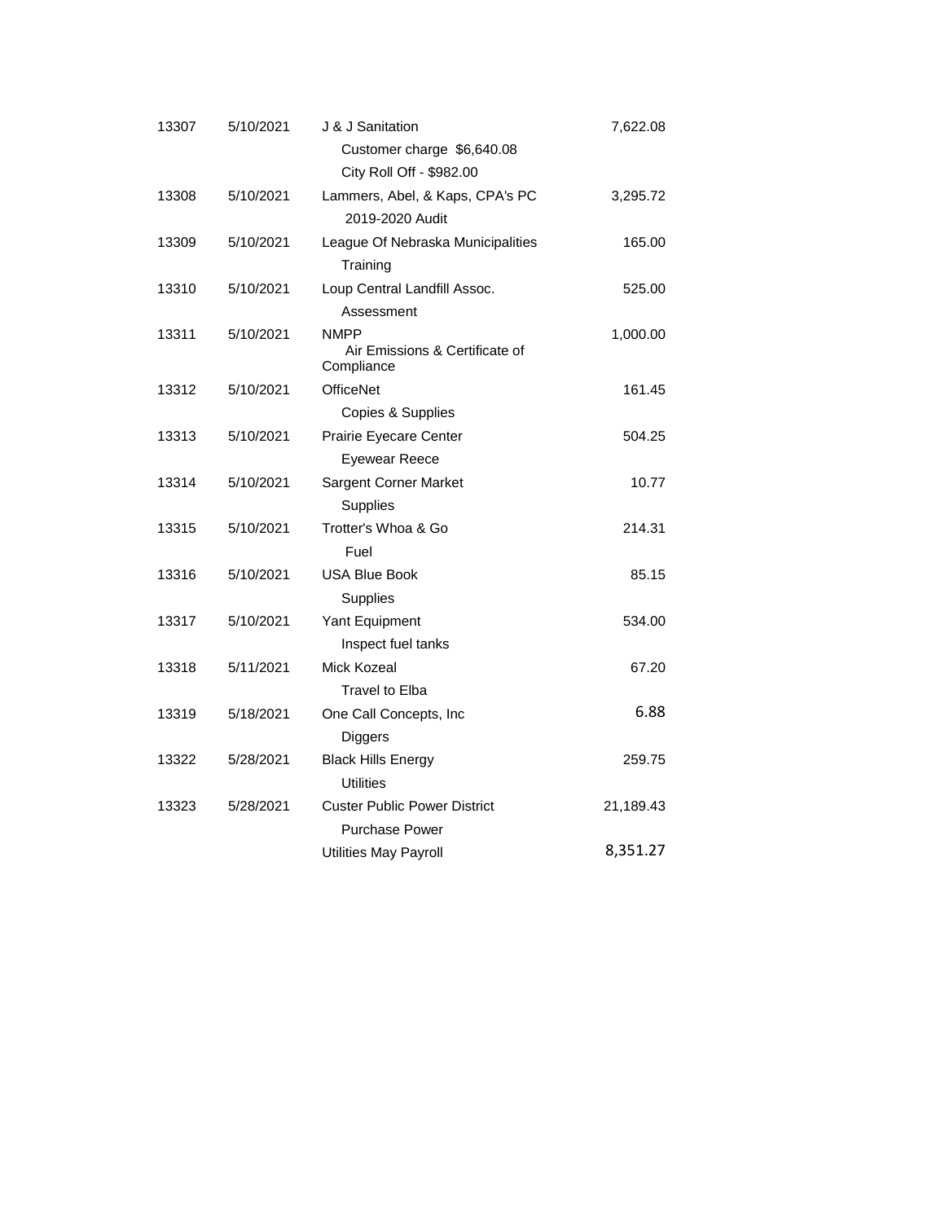| | | | |
|---|---|---|---|
| 13307 | 5/10/2021 | J & J Sanitation | 7,622.08 |
| | | Customer charge $6,640.08 | |
| | | City Roll Off - $982.00 | |
| 13308 | 5/10/2021 | Lammers, Abel, & Kaps, CPA's PC | 3,295.72 |
| | | 2019-2020 Audit | |
| 13309 | 5/10/2021 | League Of Nebraska Municipalities | 165.00 |
| | | Training | |
| 13310 | 5/10/2021 | Loup Central Landfill Assoc. | 525.00 |
| | | Assessment | |
| 13311 | 5/10/2021 | NMPP | 1,000.00 |
| | | Air Emissions & Certificate of Compliance | |
| 13312 | 5/10/2021 | OfficeNet | 161.45 |
| | | Copies & Supplies | |
| 13313 | 5/10/2021 | Prairie Eyecare Center | 504.25 |
| | | Eyewear Reece | |
| 13314 | 5/10/2021 | Sargent Corner Market | 10.77 |
| | | Supplies | |
| 13315 | 5/10/2021 | Trotter's Whoa & Go | 214.31 |
| | | Fuel | |
| 13316 | 5/10/2021 | USA Blue Book | 85.15 |
| | | Supplies | |
| 13317 | 5/10/2021 | Yant Equipment | 534.00 |
| | | Inspect fuel tanks | |
| 13318 | 5/11/2021 | Mick Kozeal | 67.20 |
| | | Travel to Elba | |
| 13319 | 5/18/2021 | One Call Concepts, Inc | 6.88 |
| | | Diggers | |
| 13322 | 5/28/2021 | Black Hills Energy | 259.75 |
| | | Utilities | |
| 13323 | 5/28/2021 | Custer Public Power District | 21,189.43 |
| | | Purchase Power | |
| | | Utilities May Payroll | 8,351.27 |